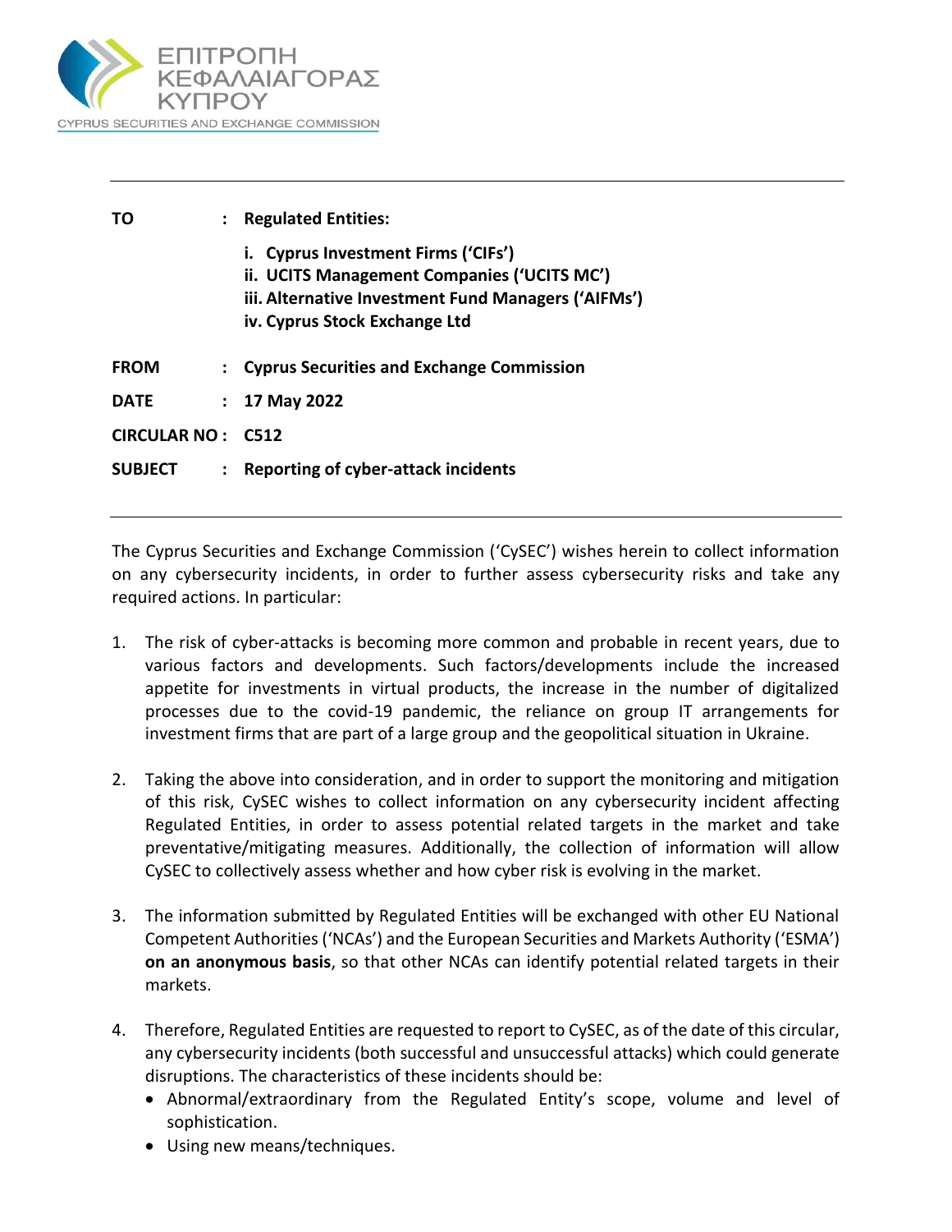ΕΠΙΤΡΟΠΗ ΚΕΦΑΛΑΙΑΓΟΡΑΣ ΚΥΠΡΟΥ

CYPRUS SECURITIES AND EXCHANGE COMMISSION

---

| | | |
|---|---|---|
| **TO** | : | **Regulated Entities:** |
| | | **i. Cyprus Investment Firms ('CIFs')** |
| | | **ii. UCITS Management Companies ('UCITS MC')** |
| | | **iii. Alternative Investment Fund Managers ('AIFMs')** |
| | | **iv. Cyprus Stock Exchange Ltd** |
| **FROM** | : | **Cyprus Securities and Exchange Commission** |
| **DATE** | : | **17 May 2022** |
| **CIRCULAR NO** | : | **C512** |
| **SUBJECT** | : | **Reporting of cyber-attack incidents** |

---

The Cyprus Securities and Exchange Commission ('CySEC') wishes herein to collect information on any cybersecurity incidents, in order to further assess cybersecurity risks and take any required actions. In particular:

1. The risk of cyber-attacks is becoming more common and probable in recent years, due to various factors and developments. Such factors/developments include the increased appetite for investments in virtual products, the increase in the number of digitalized processes due to the covid-19 pandemic, the reliance on group IT arrangements for investment firms that are part of a large group and the geopolitical situation in Ukraine.

2. Taking the above into consideration, and in order to support the monitoring and mitigation of this risk, CySEC wishes to collect information on any cybersecurity incident affecting Regulated Entities, in order to assess potential related targets in the market and take preventative/mitigating measures. Additionally, the collection of information will allow CySEC to collectively assess whether and how cyber risk is evolving in the market.

3. The information submitted by Regulated Entities will be exchanged with other EU National Competent Authorities ('NCAs') and the European Securities and Markets Authority ('ESMA') **on an anonymous basis**, so that other NCAs can identify potential related targets in their markets.

4. Therefore, Regulated Entities are requested to report to CySEC, as of the date of this circular, any cybersecurity incidents (both successful and unsuccessful attacks) which could generate disruptions. The characteristics of these incidents should be:
   - Abnormal/extraordinary from the Regulated Entity's scope, volume and level of sophistication.
   - Using new means/techniques.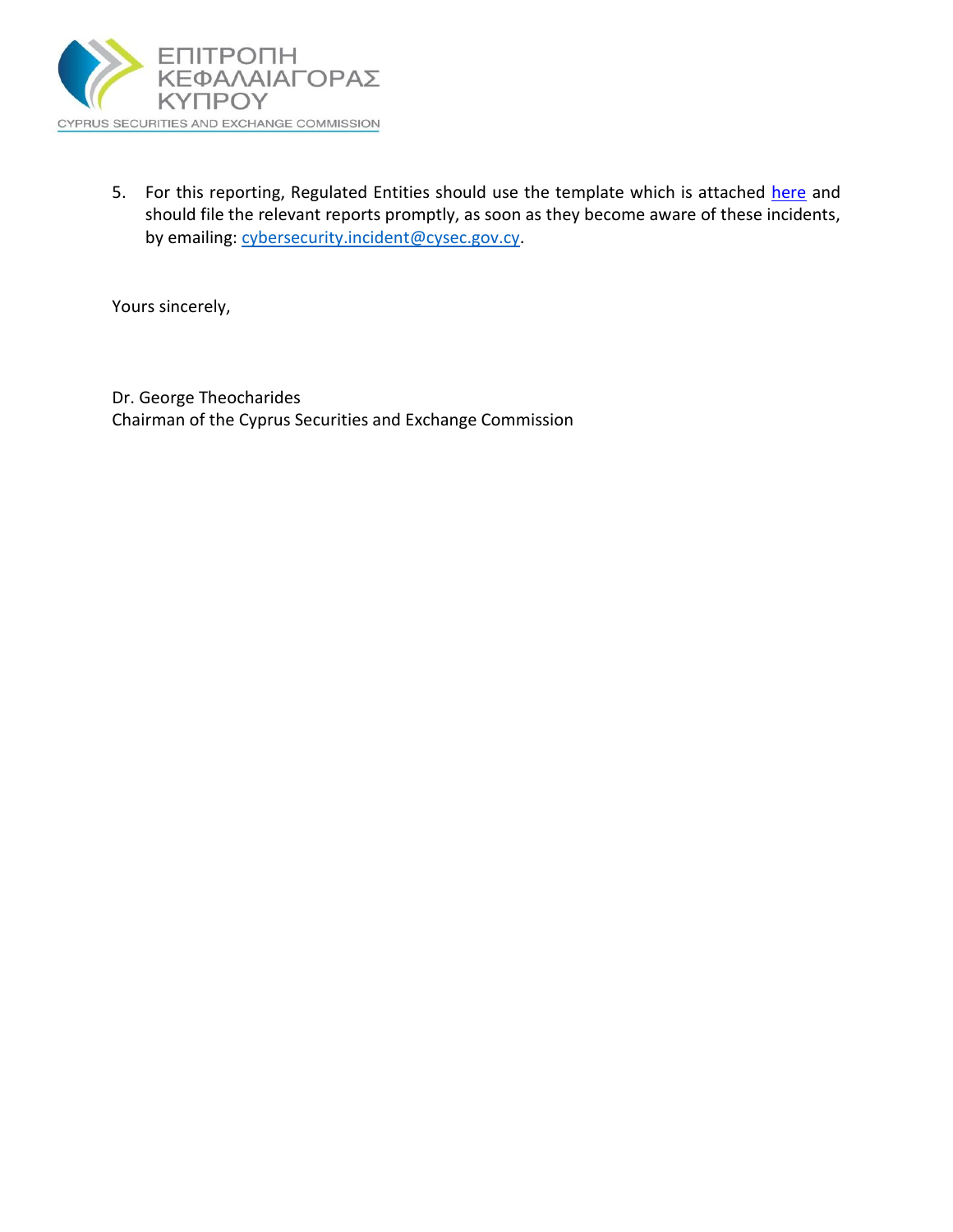5. For this reporting, Regulated Entities should use the template which is attached here and should file the relevant reports promptly, as soon as they become aware of these incidents, by emailing: cybersecurity.incident@cysec.gov.cy.

Yours sincerely,

Dr. George Theocharides  
Chairman of the Cyprus Securities and Exchange Commission